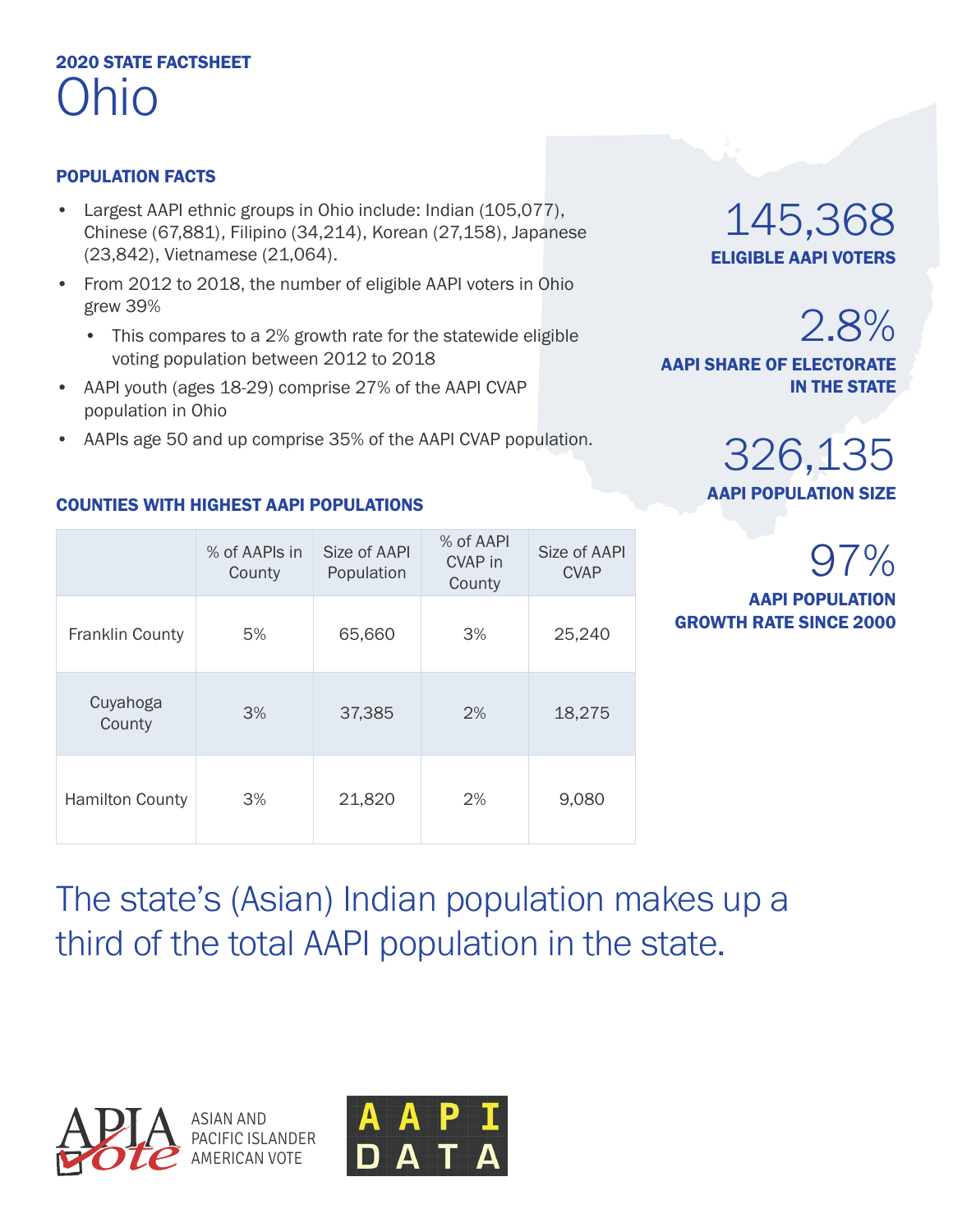**2020 STATE FACTSHEET**

# Ohio

## POPULATION FACTS

- Largest AAPI ethnic groups in Ohio include: Indian (105,077), Chinese (67,881), Filipino (34,214), Korean (27,158), Japanese (23,842), Vietnamese (21,064).
- From 2012 to 2018, the number of eligible AAPI voters in Ohio grew 39%
  - This compares to a 2% growth rate for the statewide eligible voting population between 2012 to 2018
- AAPI youth (ages 18-29) comprise 27% of the AAPI CVAP population in Ohio
- AAPIs age 50 and up comprise 35% of the AAPI CVAP population.

145,368
**ELIGIBLE AAPI VOTERS**

2.8%
**AAPI SHARE OF ELECTORATE IN THE STATE**

326,135
**AAPI POPULATION SIZE**

97%
**AAPI POPULATION GROWTH RATE SINCE 2000**

## COUNTIES WITH HIGHEST AAPI POPULATIONS

| | % of AAPIs in County | Size of AAPI Population | % of AAPI CVAP in County | Size of AAPI CVAP |
|---|---|---|---|---|
| Franklin County | 5% | 65,660 | 3% | 25,240 |
| Cuyahoga County | 3% | 37,385 | 2% | 18,275 |
| Hamilton County | 3% | 21,820 | 2% | 9,080 |

The state's (Asian) Indian population makes up a third of the total AAPI population in the state.

APIA Vote ASIAN AND PACIFIC ISLANDER AMERICAN VOTE

AAPI DATA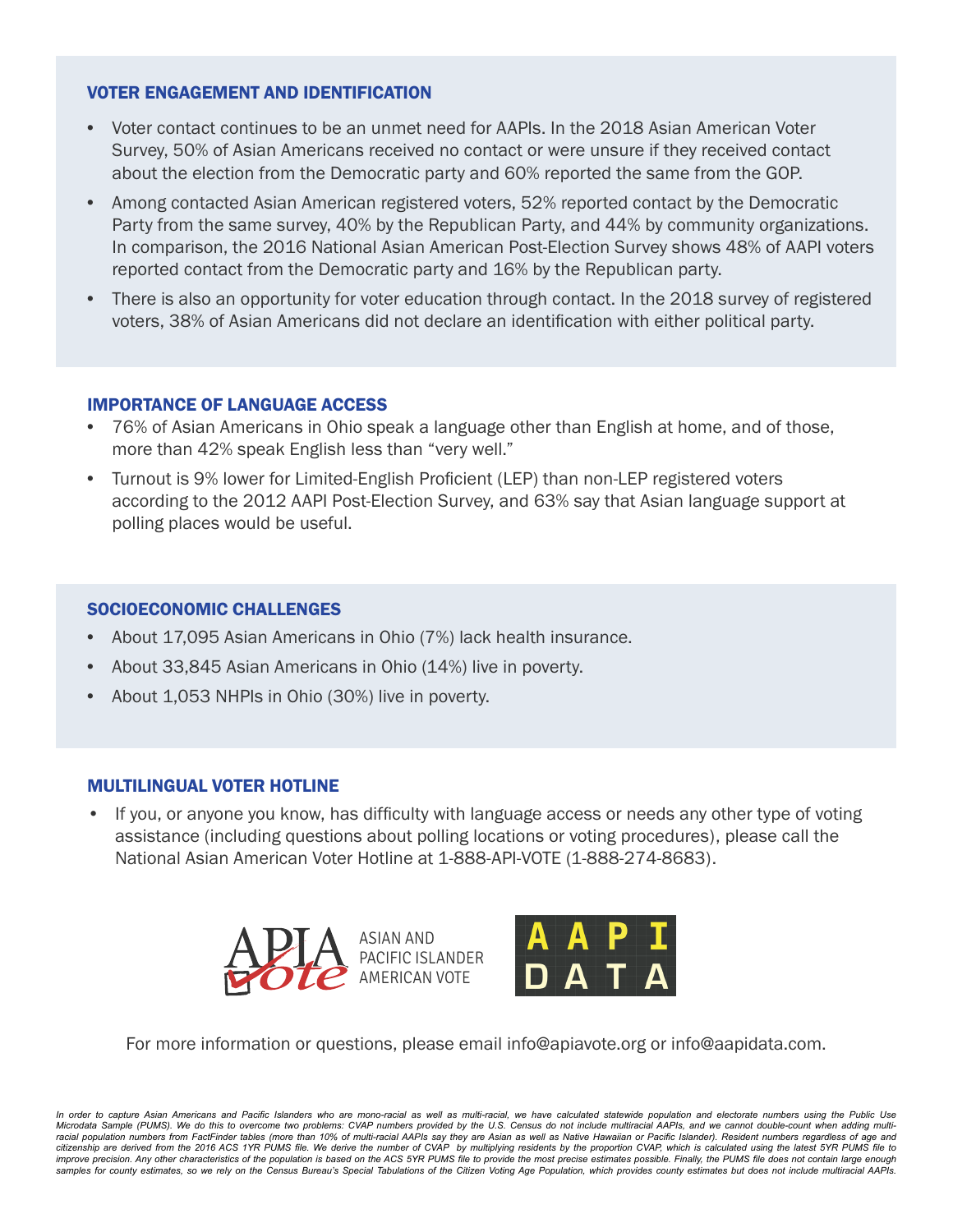## VOTER ENGAGEMENT AND IDENTIFICATION

- Voter contact continues to be an unmet need for AAPIs. In the 2018 Asian American Voter Survey, 50% of Asian Americans received no contact or were unsure if they received contact about the election from the Democratic party and 60% reported the same from the GOP.
- Among contacted Asian American registered voters, 52% reported contact by the Democratic Party from the same survey, 40% by the Republican Party, and 44% by community organizations. In comparison, the 2016 National Asian American Post-Election Survey shows 48% of AAPI voters reported contact from the Democratic party and 16% by the Republican party.
- There is also an opportunity for voter education through contact. In the 2018 survey of registered voters, 38% of Asian Americans did not declare an identification with either political party.

## IMPORTANCE OF LANGUAGE ACCESS

- 76% of Asian Americans in Ohio speak a language other than English at home, and of those, more than 42% speak English less than "very well."
- Turnout is 9% lower for Limited-English Proficient (LEP) than non-LEP registered voters according to the 2012 AAPI Post-Election Survey, and 63% say that Asian language support at polling places would be useful.

## SOCIOECONOMIC CHALLENGES

- About 17,095 Asian Americans in Ohio (7%) lack health insurance.
- About 33,845 Asian Americans in Ohio (14%) live in poverty.
- About 1,053 NHPIs in Ohio (30%) live in poverty.

## MULTILINGUAL VOTER HOTLINE

- If you, or anyone you know, has difficulty with language access or needs any other type of voting assistance (including questions about polling locations or voting procedures), please call the National Asian American Voter Hotline at 1-888-API-VOTE (1-888-274-8683).

APIA Vote ASIAN AND PACIFIC ISLANDER AMERICAN VOTE

AAPI DATA

For more information or questions, please email info@apiavote.org or info@aapidata.com.

*In order to capture Asian Americans and Pacific Islanders who are mono-racial as well as multi-racial, we have calculated statewide population and electorate numbers using the Public Use Microdata Sample (PUMS). We do this to overcome two problems: CVAP numbers provided by the U.S. Census do not include multiracial AAPIs, and we cannot double-count when adding multi-racial population numbers from FactFinder tables (more than 10% of multi-racial AAPIs say they are Asian as well as Native Hawaiian or Pacific Islander). Resident numbers regardless of age and citizenship are derived from the 2016 ACS 1YR PUMS file. We derive the number of CVAP by multiplying residents by the proportion CVAP, which is calculated using the latest 5YR PUMS file to improve precision. Any other characteristics of the population is based on the ACS 5YR PUMS file to provide the most precise estimates possible. Finally, the PUMS file does not contain large enough samples for county estimates, so we rely on the Census Bureau's Special Tabulations of the Citizen Voting Age Population, which provides county estimates but does not include multiracial AAPIs.*